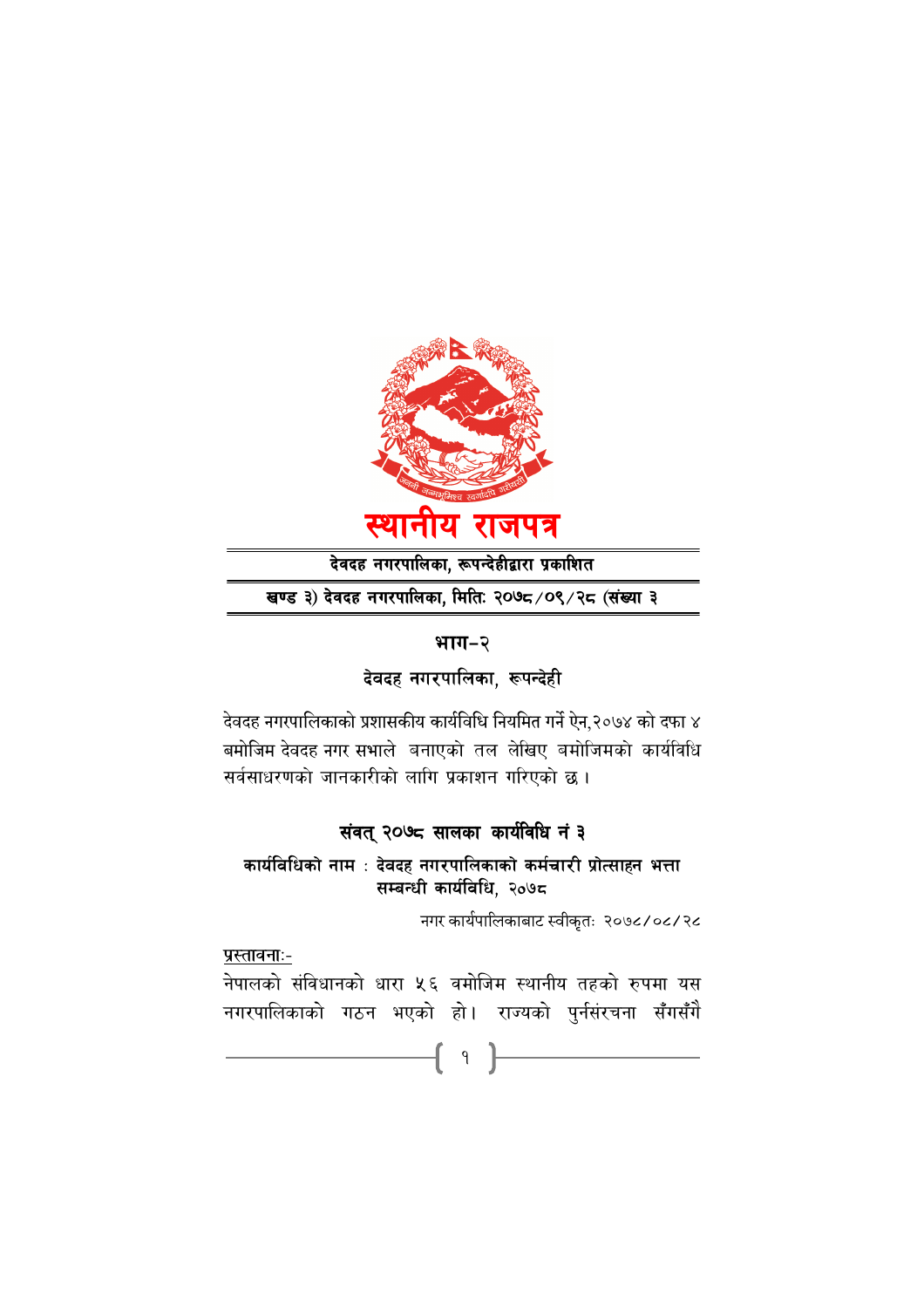# स्थानीय राजपत्र

**देवदह नगरपालिका, रूपन्देहीद्वारा प्रकाशित**

**खण्ड ३) देवदह नगरपालिका, मितिः २०७८/०९/२८ (संख्या ३**

## भाग–२

## देवदह नगरपालिका, रूपन्देही

देवदह नगरपालिकाको प्रशासकीय कार्यविधि नियमित गर्ने ऐन,२०७४ को दफा ४ बमोजिम देवदह नगर सभाले बनाएको तल लेखिए बमोजिमको कार्यविधि सर्वसाधरणको जानकारीको लागि प्रकाशन गरिएको छ ।

## संवत् २०७८ सालका कार्यविधि नं ३

**कार्यविधिको नाम : देवदह नगरपालिकाको कर्मचारी प्रोत्साहन भत्ता सम्बन्धी कार्यविधि, २०७८**

नगर कार्यपालिकाबाट स्वीकृतः २०७८/०८/२८

<u>प्रस्तावनाः-</u>

नेपालको संविधानको धारा ५६ वमोजिम स्थानीय तहको रुपमा यस नगरपालिकाको गठन भएको हो। राज्यको पुर्नसंरचना सँगसँगै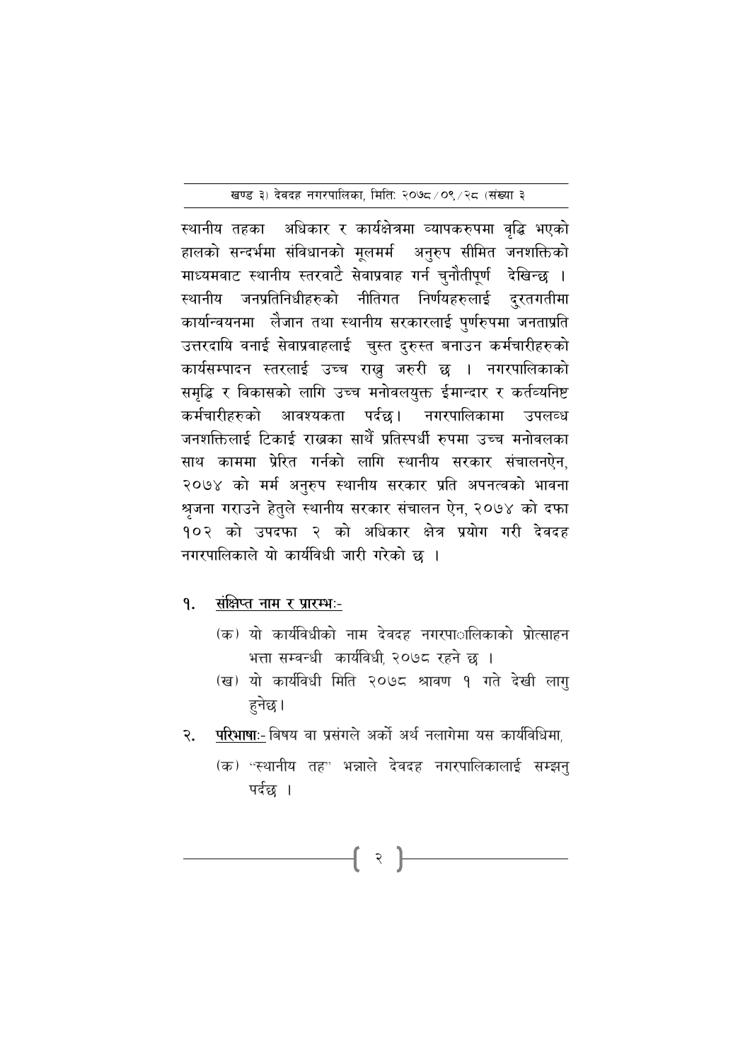स्थानीय तहका अधिकार र कार्यक्षेत्रमा व्यापकरुपमा वृद्धि भएको हालको सन्दर्भमा संविधानको मूलमर्म अनुरुप सीमित जनशक्तिको माध्यमवाट स्थानीय स्तरवाटै सेवाप्रवाह गर्न चुनौतीपूर्ण देखिन्छ । स्थानीय जनप्रतिनिधीहरुको नीतिगत निर्णयहरुलाई दुरतगतीमा कार्यान्वयनमा लैजान तथा स्थानीय सरकारलाई पुर्णरुपमा जनताप्रति उत्तरदायि वनाई सेवाप्रवाहलाई चुस्त दुरुस्त बनाउन कर्मचारीहरुको कार्यसम्पादन स्तरलाई उच्च राख्नु जरुरी छ । नगरपालिकाको समृद्धि र विकासको लागि उच्च मनोवलयुक्त ईमान्दार र कर्तव्यनिष्ट कर्मचारीहरुको आवश्यकता पर्दछ। नगरपालिकामा उपलव्ध जनशक्तिलाई टिकाई राख्नका साथैं प्रतिस्पर्धी रुपमा उच्च मनोवलका साथ काममा प्रेरित गर्नको लागि स्थानीय सरकार संचालनऐन, २०७४ को मर्म अनुरुप स्थानीय सरकार प्रति अपनत्वको भावना श्रृजना गराउने हेतुले स्थानीय सरकार संचालन ऐन, २०७४ को दफा १०२ को उपदफा २ को अधिकार क्षेत्र प्रयोग गरी देवदह नगरपालिकाले यो कार्यविधी जारी गरेको छ ।

१. **संक्षिप्त नाम र प्रारम्भः-**

(क) यो कार्यविधीको नाम देवदह नगरपालिकाको प्रोत्साहन भत्ता सम्वन्धी कार्यविधी, २०७८ रहने छ ।

(ख) यो कार्यविधी मिति २०७८ श्रावण १ गते देखी लागु हुनेछ।

२. **परिभाषाः-** बिषय वा प्रसंगले अर्को अर्थ नलागेमा यस कार्यविधिमा,

(क) "स्थानीय तह" भन्नाले देवदह नगरपालिकालाई सम्झनु पर्दछ ।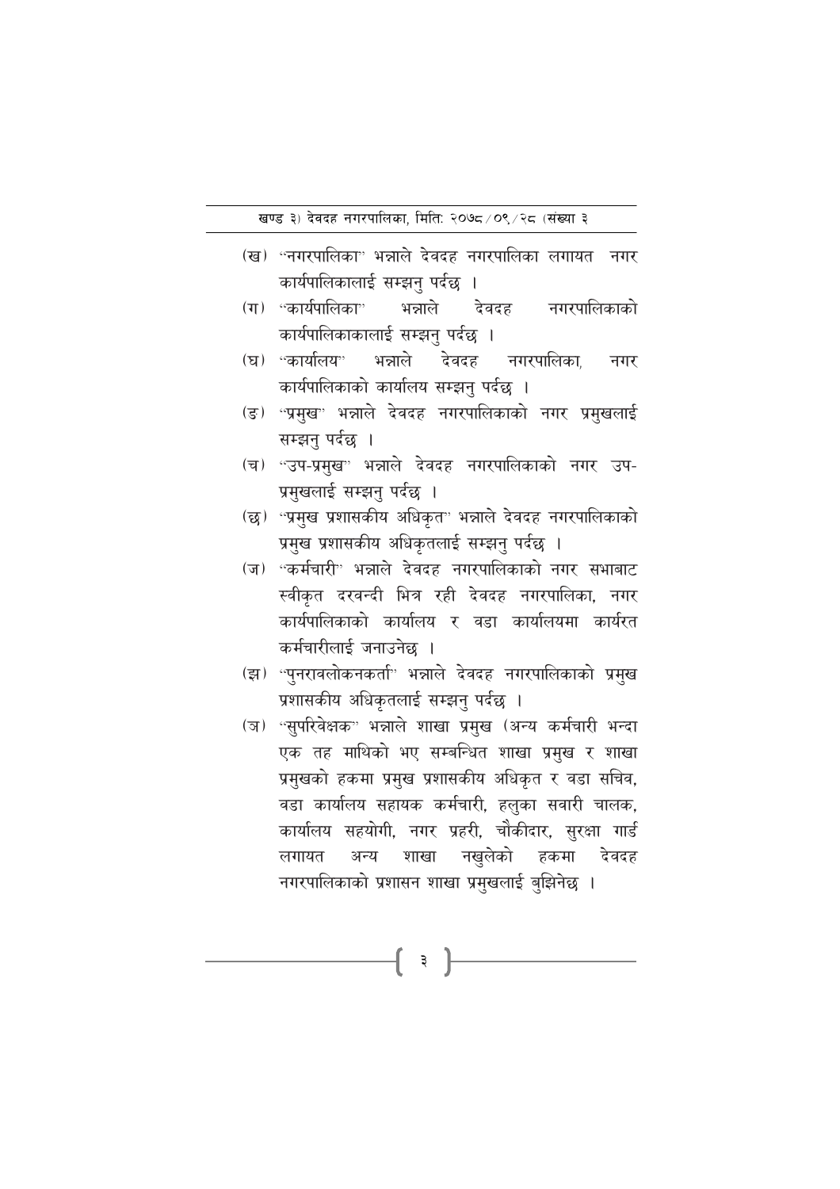(ख) "नगरपालिका" भन्नाले देवदह नगरपालिका लगायत नगर कार्यपालिकालाई सम्झनु पर्दछ ।

(ग) "कार्यपालिका" भन्नाले देवदह नगरपालिकाको कार्यपालिकाकालाई सम्झनु पर्दछ ।

(घ) "कार्यालय" भन्नाले देवदह नगरपालिका, नगर कार्यपालिकाको कार्यालय सम्झनु पर्दछ ।

(ङ) "प्रमुख" भन्नाले देवदह नगरपालिकाको नगर प्रमुखलाई सम्झनु पर्दछ ।

(च) "उप-प्रमुख" भन्नाले देवदह नगरपालिकाको नगर उप-प्रमुखलाई सम्झनु पर्दछ ।

(छ) "प्रमुख प्रशासकीय अधिकृत" भन्नाले देवदह नगरपालिकाको प्रमुख प्रशासकीय अधिकृतलाई सम्झनु पर्दछ ।

(ज) "कर्मचारी" भन्नाले देवदह नगरपालिकाको नगर सभाबाट स्वीकृत दरवन्दी भित्र रही देवदह नगरपालिका, नगर कार्यपालिकाको कार्यालय र वडा कार्यालयमा कार्यरत कर्मचारीलाई जनाउनेछ ।

(झ) "पुनरावलोकनकर्ता" भन्नाले देवदह नगरपालिकाको प्रमुख प्रशासकीय अधिकृतलाई सम्झनु पर्दछ ।

(ञ) "सुपरिवेक्षक" भन्नाले शाखा प्रमुख (अन्य कर्मचारी भन्दा एक तह माथिको भए सम्बन्धित शाखा प्रमुख र शाखा प्रमुखको हकमा प्रमुख प्रशासकीय अधिकृत र वडा सचिव, वडा कार्यालय सहायक कर्मचारी, हलुका सवारी चालक, कार्यालय सहयोगी, नगर प्रहरी, चौकीदार, सुरक्षा गार्ड लगायत अन्य शाखा नखुलेको हकमा देवदह नगरपालिकाको प्रशासन शाखा प्रमुखलाई बुझिनेछ ।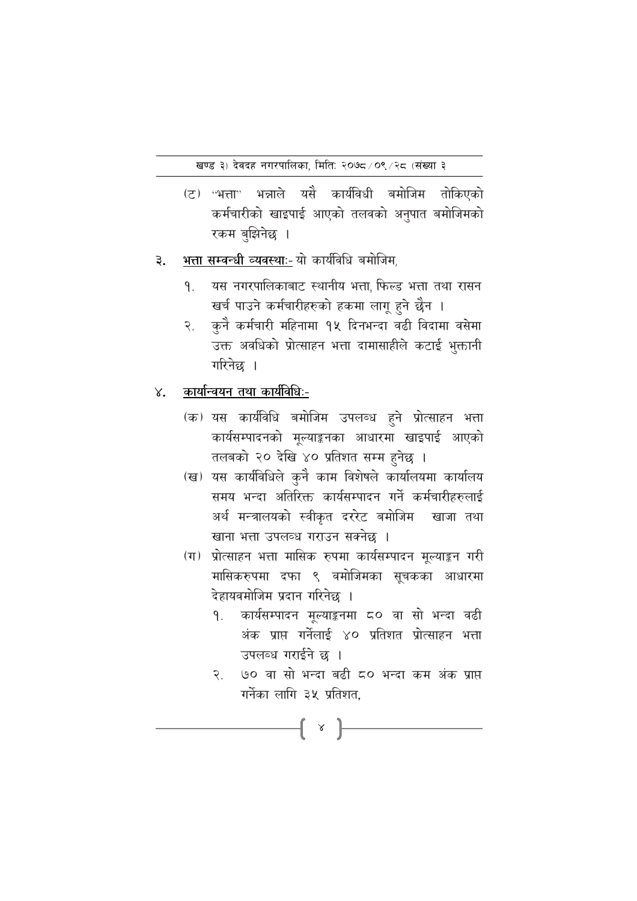(ट) "भत्ता" भन्नाले यसै कार्यविधी बमोजिम तोकिएको कर्मचारीको खाइपाई आएको तलवको अनुपात बमोजिमको रकम बुझिनेछ ।

३. **भत्ता सम्बन्धी व्यवस्थाः-** यो कार्यविधि बमोजिम,

१. यस नगरपालिकाबाट स्थानीय भत्ता, फिल्ड भत्ता तथा रासन खर्च पाउने कर्मचारीहरुको हकमा लागू हुने छैन ।

२. कुनै कर्मचारी महिनामा १५ दिनभन्दा वढी विदामा वसेमा उक्त अवधिको प्रोत्साहन भत्ता दामासाहीले कटाई भुक्तानी गरिनेछ ।

४. **कार्यान्वयन तथा कार्यविधिः-**

(क) यस कार्यविधि बमोजिम उपलव्ध हुने प्रोत्साहन भत्ता कार्यसम्पादनको मूल्याङ्कनका आधारमा खाइपाई आएको तलबको २० देखि ४० प्रतिशत सम्म हुनेछ ।

(ख) यस कार्यविधिले कुनै काम विशेषले कार्यालयमा कार्यालय समय भन्दा अतिरिक्त कार्यसम्पादन गर्ने कर्मचारीहरुलाई अर्थ मन्त्रालयको स्वीकृत दररेट बमोजिम खाजा तथा खाना भत्ता उपलव्ध गराउन सक्नेछ ।

(ग) प्रोत्साहन भत्ता मासिक रुपमा कार्यसम्पादन मूल्याङ्कन गरी मासिकरुपमा दफा ९ वमोजिमका सूचकका आधारमा देहायवमोजिम प्रदान गरिनेछ ।

१. कार्यसम्पादन मूल्याङ्कनमा ८० वा सो भन्दा वढी अंक प्राप्त गर्नेलाई ४० प्रतिशत प्रोत्साहन भत्ता उपलव्ध गराईने छ ।

२. ७० वा सो भन्दा बढी ८० भन्दा कम अंक प्राप्त गर्नेका लागि ३५ प्रतिशत,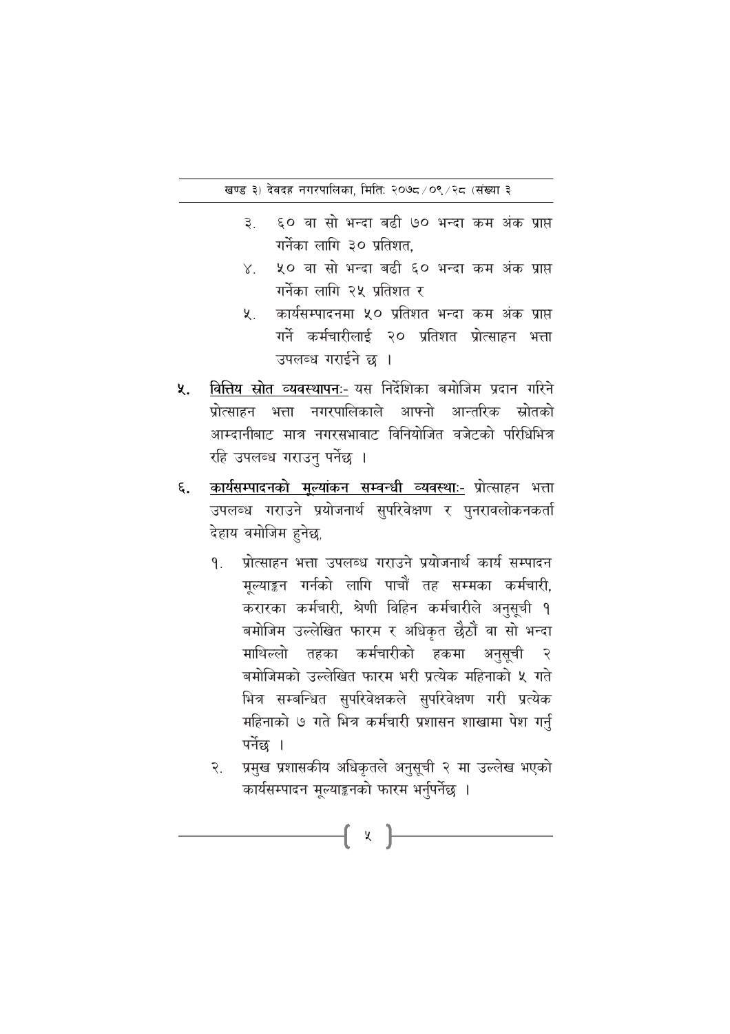३. ६० वा सो भन्दा बढी ७० भन्दा कम अंक प्राप्त गर्नेका लागि ३० प्रतिशत,

४. ५० वा सो भन्दा बढी ६० भन्दा कम अंक प्राप्त गर्नेका लागि २५ प्रतिशत र

५. कार्यसम्पादनमा ५० प्रतिशत भन्दा कम अंक प्राप्त गर्ने कर्मचारीलाई २० प्रतिशत प्रोत्साहन भत्ता उपलव्ध गराईने छ ।

**५.** <u>**वित्तिय स्रोत व्यवस्थापनः-**</u> यस निर्देशिका बमोजिम प्रदान गरिने प्रोत्साहन भत्ता नगरपालिकाले आफ्नो आन्तरिक स्रोतको आम्दानीबाट मात्र नगरसभावाट विनियोजित वजेटको परिधिभित्र रहि उपलव्ध गराउनु पर्नेछ ।

**६.** <u>**कार्यसम्पादनको मूल्यांकन सम्वन्धी व्यवस्थाः-**</u> प्रोत्साहन भत्ता उपलव्ध गराउने प्रयोजनार्थ सुपरिवेक्षण र पुनरावलोकनकर्ता देहाय वमोजिम हुनेछ,

१. प्रोत्साहन भत्ता उपलव्ध गराउने प्रयोजनार्थ कार्य सम्पादन मूल्याङ्कन गर्नको लागि पाचौं तह सम्मका कर्मचारी, करारका कर्मचारी, श्रेणी विहिन कर्मचारीले अनुसूची १ बमोजिम उल्लेखित फारम र अधिकृत छैठौं वा सो भन्दा माथिल्लो तहका कर्मचारीको हकमा अनुसूची २ बमोजिमको उल्लेखित फारम भरी प्रत्येक महिनाको ५ गते भित्र सम्बन्धित सुपरिवेक्षकले सुपरिवेक्षण गरी प्रत्येक महिनाको ७ गते भित्र कर्मचारी प्रशासन शाखामा पेश गर्नु पर्नेछ ।

२. प्रमुख प्रशासकीय अधिकृतले अनुसूची २ मा उल्लेख भएको कार्यसम्पादन मूल्याङ्कनको फारम भर्नुपर्नेछ ।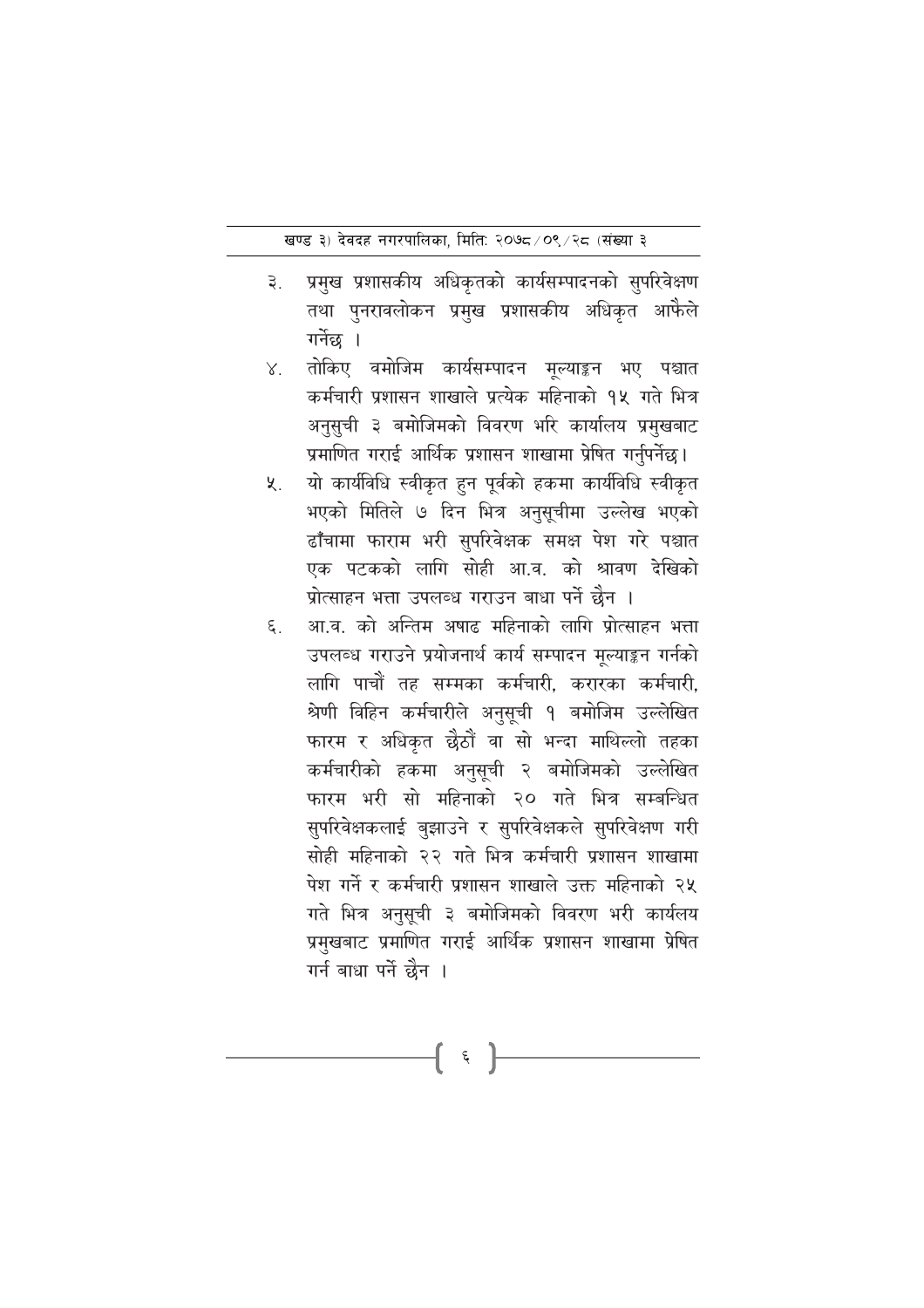३. प्रमुख प्रशासकीय अधिकृतको कार्यसम्पादनको सुपरिवेक्षण तथा पुनरावलोकन प्रमुख प्रशासकीय अधिकृत आफैले गर्नेछ ।

४. तोकिए वमोजिम कार्यसम्पादन मूल्याङ्कन भए पश्चात कर्मचारी प्रशासन शाखाले प्रत्येक महिनाको १५ गते भित्र अनुसुची ३ बमोजिमको विवरण भरि कार्यालय प्रमुखबाट प्रमाणित गराई आर्थिक प्रशासन शाखामा प्रेषित गर्नुपर्नेछ।

५. यो कार्यविधि स्वीकृत हुन पूर्वको हकमा कार्यविधि स्वीकृत भएको मितिले ७ दिन भित्र अनुसूचीमा उल्लेख भएको ढाँचामा फाराम भरी सुपरिवेक्षक समक्ष पेश गरे पश्चात एक पटकको लागि सोही आ.व. को श्रावण देखिको प्रोत्साहन भत्ता उपलब्ध गराउन बाधा पर्ने छैन ।

६. आ.व. को अन्तिम असाढ महिनाको लागि प्रोत्साहन भत्ता उपलब्ध गराउने प्रयोजनार्थ कार्य सम्पादन मूल्याङ्कन गर्नको लागि पाचौं तह सम्मका कर्मचारी, करारका कर्मचारी, श्रेणी विहिन कर्मचारीले अनुसूची १ बमोजिम उल्लेखित फारम र अधिकृत छैठौं वा सो भन्दा माथिल्लो तहका कर्मचारीको हकमा अनुसूची २ बमोजिमको उल्लेखित फारम भरी सो महिनाको २० गते भित्र सम्बन्धित सुपरिवेक्षकलाई बुझाउने र सुपरिवेक्षकले सुपरिवेक्षण गरी सोही महिनाको २२ गते भित्र कर्मचारी प्रशासन शाखामा पेश गर्ने र कर्मचारी प्रशासन शाखाले उक्त महिनाको २५ गते भित्र अनुसूची ३ बमोजिमको विवरण भरी कार्यलय प्रमुखबाट प्रमाणित गराई आर्थिक प्रशासन शाखामा प्रेषित गर्न बाधा पर्ने छैन ।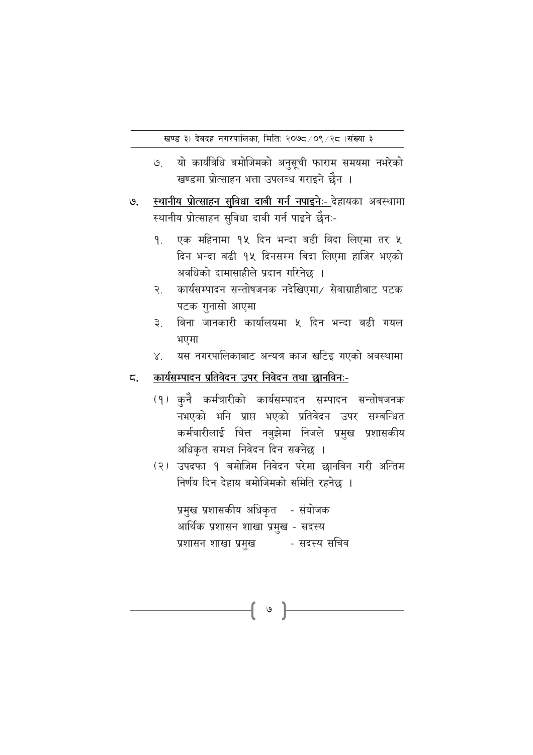७. यो कार्यविधि बमोजिमको अनुसूची फाराम समयमा नभरेको खण्डमा प्रोत्साहन भत्ता उपलब्ध गराइने छैन ।

७. **स्थानीय प्रोत्साहन सुविधा दाबी गर्न नपाइनेः-** देहायका अवस्थामा स्थानीय प्रोत्साहन सुविधा दावी गर्न पाइने छैनः-

१. एक महिनामा १५ दिन भन्दा बढी विदा लिएमा तर ५ दिन भन्दा बढी १५ दिनसम्म बिदा लिएमा हाजिर भएको अवधिको दामासाहीले प्रदान गरिनेछ ।

२. कार्यसम्पादन सन्तोषजनक नदेखिएमा/ सेवाग्राहीबाट पटक पटक गुनासो आएमा

३. बिना जानकारी कार्यालयमा ५ दिन भन्दा बढी गयल भएमा

४. यस नगरपालिकाबाट अन्यत्र काज खटिइ गएको अवस्थामा

८. **कार्यसम्पादन प्रतिवेदन उपर निवेदन तथा छानविनः-**

(१) कुनै कर्मचारीको कार्यसम्पादन सम्पादन सन्तोषजनक नभएको भनि प्राप्त भएको प्रतिवेदन उपर सम्बन्धित कर्मचारीलाई चित्त नबुझेमा निजले प्रमुख प्रशासकीय अधिकृत समक्ष निवेदन दिन सक्नेछ ।

(२) उपदफा १ बमोजिम निवेदन परेमा छानविन गरी अन्तिम निर्णय दिन देहाय बमोजिमको समिति रहनेछ ।

प्रमुख प्रशासकीय अधिकृत - संयोजक
आर्थिक प्रशासन शाखा प्रमुख - सदस्य
प्रशासन शाखा प्रमुख - सदस्य सचिव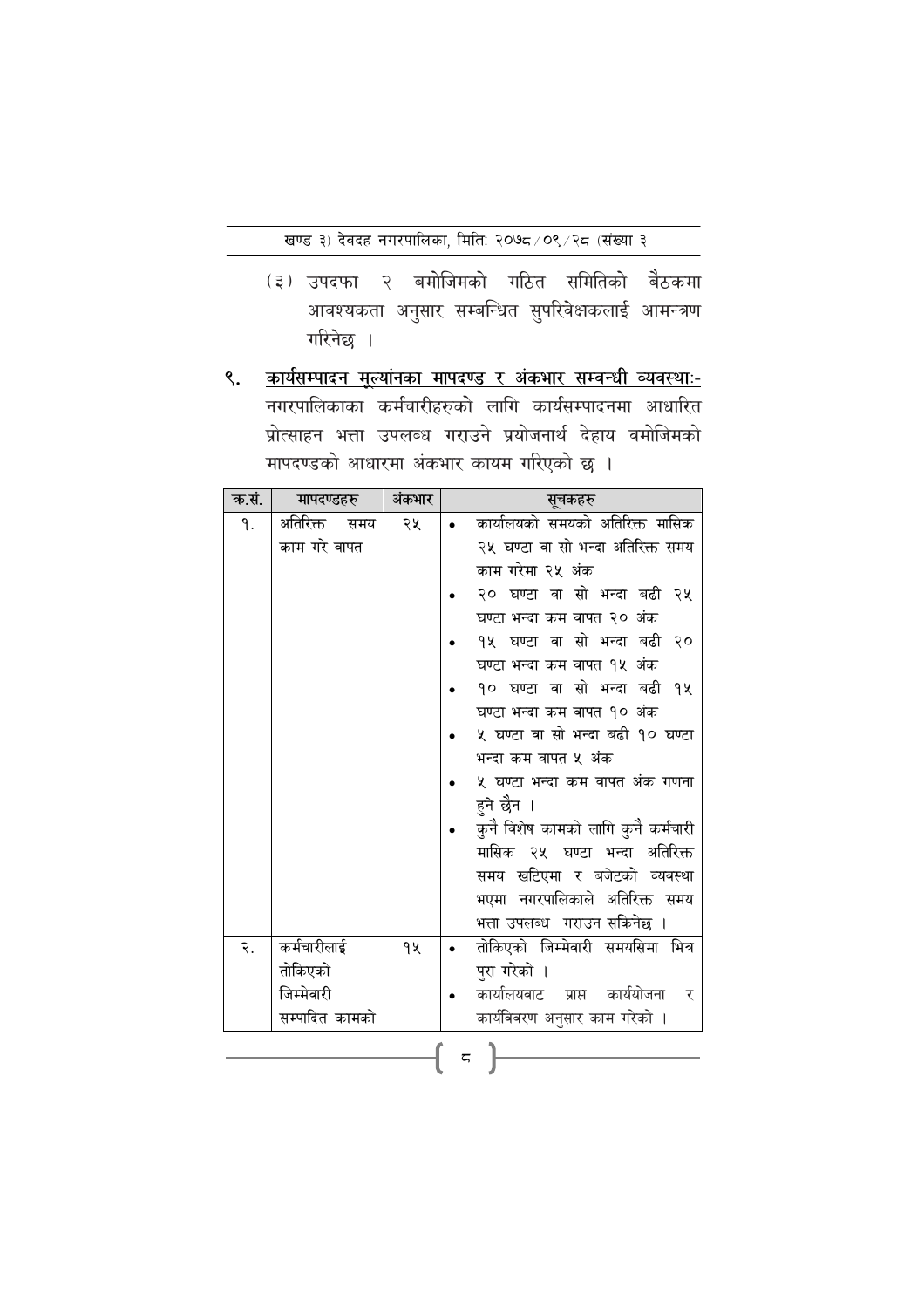(३) उपदफा २ बमोजिमको गठित समितिको बैठकमा आवश्यकता अनुसार सम्बन्धित सुपरिवेक्षकलाई आमन्त्रण गरिनेछ ।

९. **कार्यसम्पादन मूल्यांकना मापदण्ड र अंकभार सम्बन्धी व्यवस्थाः-** नगरपालिकाका कर्मचारीहरुको लागि कार्यसम्पादनमा आधारित प्रोत्साहन भत्ता उपलब्ध गराउने प्रयोजनार्थ देहाय वमोजिमको मापदण्डको आधारमा अंकभार कायम गरिएको छ ।

| क्र.सं. | मापदण्डहरु | अंकभार | सूचकहरु |
|---|---|---|---|
| १. | अतिरिक्त समय काम गरे वापत | २५ | • कार्यालयको समयको अतिरिक्त मासिक २५ घण्टा वा सो भन्दा अतिरिक्त समय काम गरेमा २५ अंक<br>• २० घण्टा वा सो भन्दा बढी २५ घण्टा भन्दा कम वापत २० अंक<br>• १५ घण्टा वा सो भन्दा बढी २० घण्टा भन्दा कम वापत १५ अंक<br>• १० घण्टा वा सो भन्दा बढी १५ घण्टा भन्दा कम वापत १० अंक<br>• ५ घण्टा वा सो भन्दा बढी १० घण्टा भन्दा कम वापत ५ अंक<br>• ५ घण्टा भन्दा कम वापत अंक गणना हुने छैन ।<br>• कुनै विशेष कामको लागि कुनै कर्मचारी मासिक २५ घण्टा भन्दा अतिरिक्त समय खटिएमा र बजेटको व्यवस्था भएमा नगरपालिकाले अतिरिक्त समय भत्ता उपलब्ध गराउन सकिनेछ । |
| २. | कर्मचारीलाई तोकिएको जिम्मेवारी सम्पादित कामको | १५ | • तोकिएको जिम्मेवारी समयसिमा भित्र पुरा गरेको ।<br>• कार्यालयवाट प्राप्त कार्ययोजना र कार्यविवरण अनुसार काम गरेको । |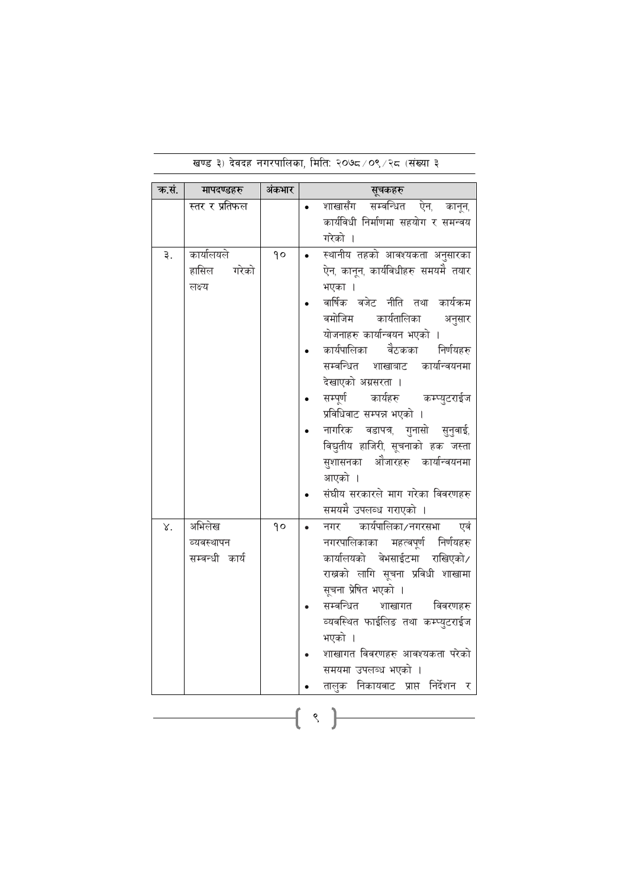| क्र.सं. | मापदण्डहरु | अंकभार | सूचकहरु |
|---|---|---|---|
| | स्तर र प्रतिफल | | • शाखासँग सम्वन्धित ऐन, कानून, कार्यविधी निर्माणमा सहयोग र समन्वय गरेको । |
| ३. | कार्यालयले हासिल गरेको लक्ष्य | १० | • स्थानीय तहको आवश्यकता अनुसारका ऐन, कानून, कार्यविधीहरु समयमै तयार भएका ।<br>• वार्षिक वजेट नीति तथा कार्यक्रम वमोजिम कार्यतालिका अनुसार योजनाहरु कार्यान्वयन भएको ।<br>• कार्यपालिका वैठकका निर्णयहरु सम्वन्धित शाखाबाट कार्यान्वयनमा देखाएको अग्रसरता ।<br>• सम्पूर्ण कार्यहरु कम्प्युटराईज प्रविधिवाट सम्पन्न भएको ।<br>• नागरिक वडापत्र, गुनासो सुनुवाई, विद्युतीय हाजिरी, सूचनाको हक जस्ता सुशासनका औजारहरु कार्यान्वयनमा आएको ।<br>• संघीय सरकारले माग गरेका विवरणहरु समयमै उपलव्ध गराएको । |
| ४. | अभिलेख व्यवस्थापन सम्वन्धी कार्य | १० | • नगर कार्यपालिका/नगरसभा एवं नगरपालिकाका महत्वपूर्ण निर्णयहरु कार्यालयको वेभसाईटमा राखिएको/ राख्नको लागि सूचना प्रविधी शाखामा सूचना प्रेषित भएको ।<br>• सम्वन्धित शाखागत विवरणहरु व्यवस्थित फाईलिङ तथा कम्प्युटराईज भएको ।<br>• शाखागत विवरणहरु आवश्यकता परेको समयमा उपलव्ध भएको ।<br>• तालुक निकायवाट प्राप्त निर्देशन र |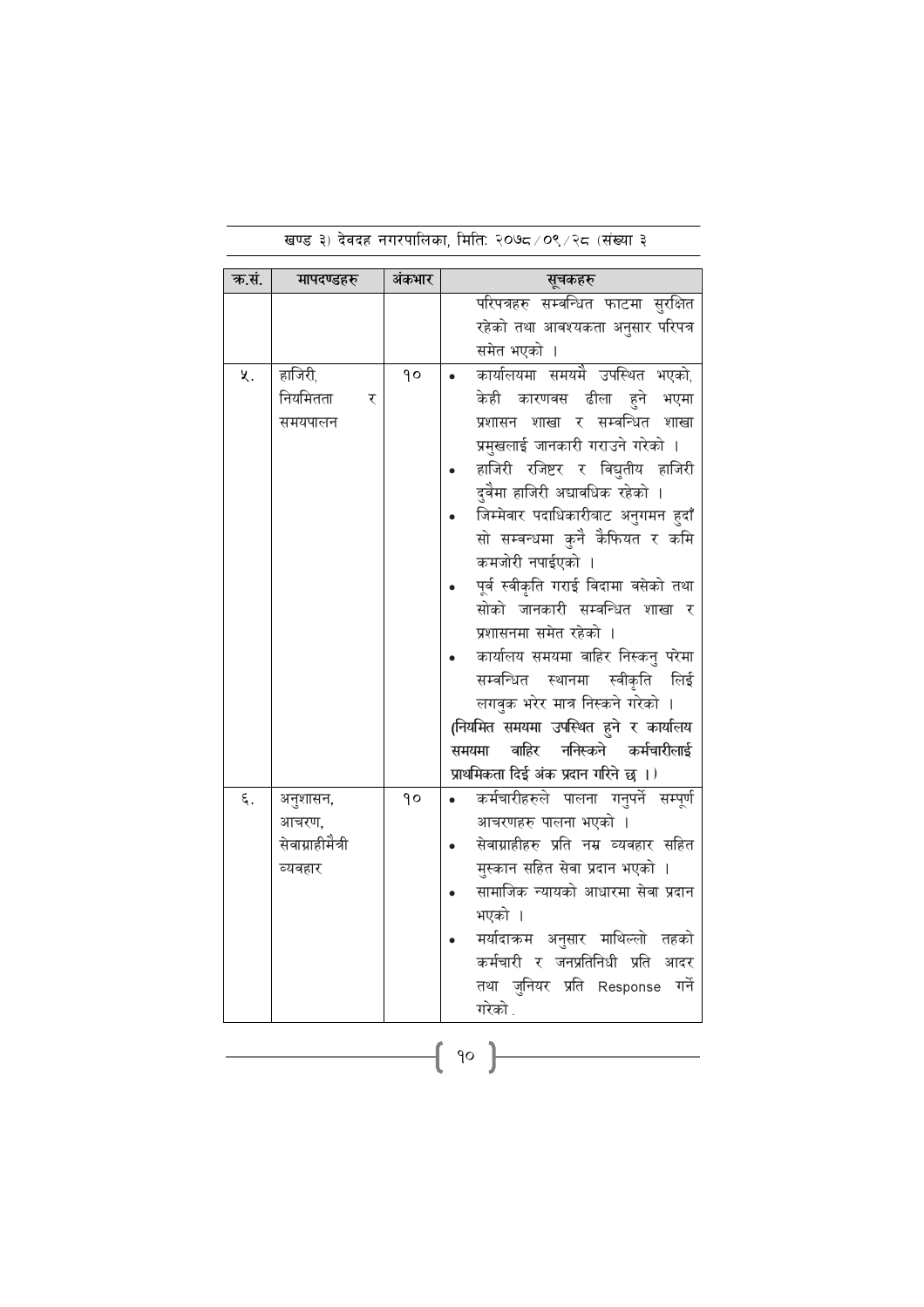| क्र.सं. | मापदण्डहरु | अंकभार | सूचकहरु |
|---|---|---|---|
| | | | परिपत्रहरु सम्बन्धित फाटमा सुरक्षित रहेको तथा आवश्यकता अनुसार परिपत्र समेत भएको । |
| ५. | हाजिरी, नियमितता र समयपालन | १० | • कार्यालयमा समयमै उपस्थित भएको, केही कारणवस ढीला हुने भएमा प्रशासन शाखा र सम्वन्धित शाखा प्रमुखलाई जानकारी गराउने गरेको । <br> • हाजिरी रजिष्टर र विद्युतीय हाजिरी दुवैमा हाजिरी अद्यावधिक रहेको । <br> • जिम्मेवार पदाधिकारीबाट अनुगमन हुदाँ सो सम्वन्धमा कुनै कैफियत र कमि कमजोरी नपाईएको । <br> • पूर्व स्वीकृति गराई विदामा बसेको तथा सोको जानकारी सम्वन्धित शाखा र प्रशासनमा समेत रहेको । <br> • कार्यालय समयमा बाहिर निस्कनु परेमा सम्वन्धित स्थानमा स्वीकृति लिई लगवुक भरेर मात्र निस्कने गरेको । <br> **(नियमित समयमा उपस्थित हुने र कार्यालय समयमा बाहिर ननिस्कने कर्मचारीलाई प्राथमिकता दिई अंक प्रदान गरिने छ ।)** |
| ६. | अनुशासन, आचरण, सेवाग्राहीमैत्री व्यवहार | १० | • कर्मचारीहरुले पालना गनुपर्ने सम्पूर्ण आचरणहरु पालना भएको । <br> • सेवाग्राहीहरु प्रति नम्र व्यवहार सहित मुस्कान सहित सेवा प्रदान भएको । <br> • सामाजिक न्यायको आधारमा सेवा प्रदान भएको । <br> • मर्यादाक्रम अनुसार माथिल्लो तहको कर्मचारी र जनप्रतिनिधी प्रति आदर तथा जुनियर प्रति Response गर्ने गरेको . |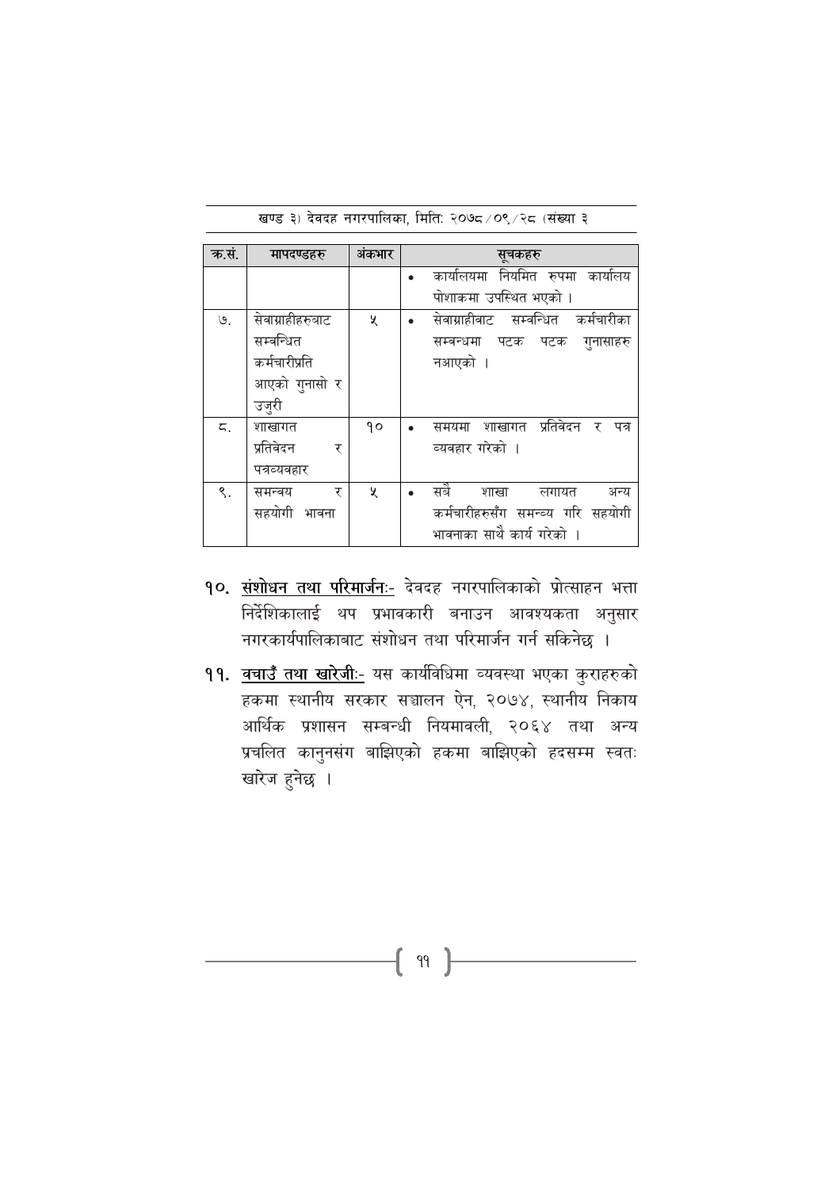| क्र.सं. | मापदण्डहरु | अंकभार | सूचकहरु |
|---|---|---|---|
| | | | • कार्यालयमा नियमित रुपमा कार्यालय पोशाकमा उपस्थित भएको । |
| ७. | सेवाग्राहीहरुबाट सम्वन्धित कर्मचारीप्रति आएको गुनासो र उजुरी | ५ | • सेवाग्राहीबाट सम्वन्धित कर्मचारीका सम्वन्धमा पटक पटक गुनासाहरु नआएको । |
| ८. | शाखागत प्रतिवेदन र पत्रव्यवहार | १० | • समयमा शाखागत प्रतिवेदन र पत्र व्यवहार गरेको । |
| ९. | समन्वय र सहयोगी भावना | ५ | • सबै शाखा लगायत अन्य कर्मचारीहरुसँग समन्व्य गरि सहयोगी भावनाका साथै कार्य गरेको । |

१०. **संशोधन तथा परिमार्जनः-** देवदह नगरपालिकाको प्रोत्साहन भत्ता निर्देशिकालाई थप प्रभावकारी बनाउन आवश्यकता अनुसार नगरकार्यपालिकाबाट संशोधन तथा परिमार्जन गर्न सकिनेछ ।

११. **वचाउँ तथा खारेजीः-** यस कार्यविधिमा व्यवस्था भएका कुराहरुको हकमा स्थानीय सरकार सञ्चालन ऐन, २०७४, स्थानीय निकाय आर्थिक प्रशासन सम्बन्धी नियमावली, २०६४ तथा अन्य प्रचलित कानुनसंग बाझिएको हकमा बाझिएको हदसम्म स्वतः खारेज हुनेछ ।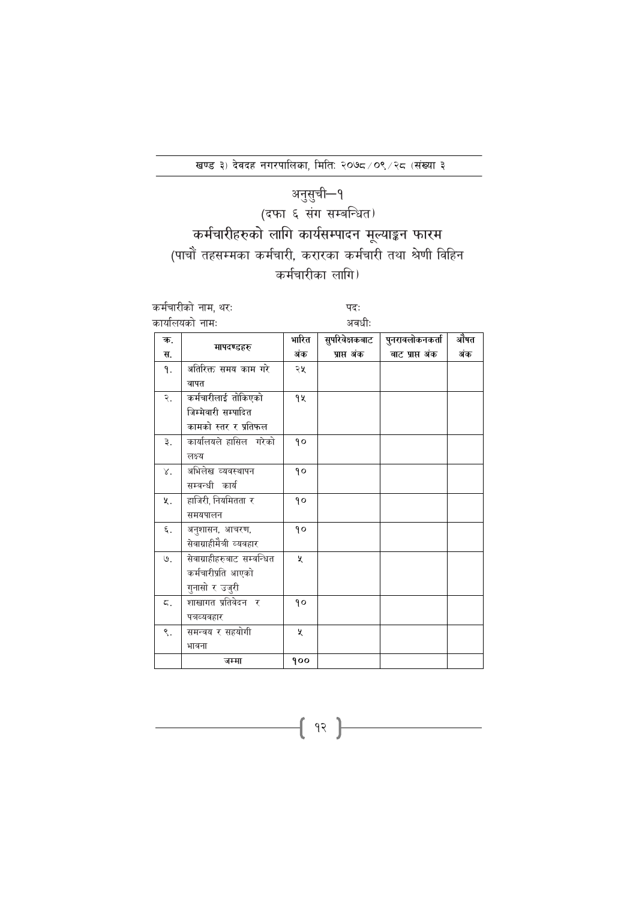# अनुसुची–१

(दफा ६ संग सम्बन्धित)

## कर्मचारीहरुको लागि कार्यसम्पादन मूल्याङ्कन फारम

(पाचौं तहसम्मका कर्मचारी, करारका कर्मचारी तथा श्रेणी विहिन कर्मचारीका लागि)

कर्मचारीको नाम, थरः पदः

कार्यालयको नामः अवधीः

| क्र. स. | मापदण्डहरु | भारित अंक | सुपरिवेक्षकबाट प्राप्त अंक | पुनरावलोकनकर्ता बाट प्राप्त अंक | औषत अंक |
|---|---|---|---|---|---|
| १. | अतिरिक्त समय काम गरे वापत | २५ | | | |
| २. | कर्मचारीलाई तोकिएको जिम्मेवारी सम्पादित कामको स्तर र प्रतिफल | १५ | | | |
| ३. | कार्यालयले हासिल गरेको लक्ष्य | १० | | | |
| ४. | अभिलेख व्यवस्थापन सम्बन्धी कार्य | १० | | | |
| ५. | हाजिरी, नियमितता र समयपालन | १० | | | |
| ६. | अनुशासन, आचरण, सेवाग्राहीमैत्री व्यवहार | १० | | | |
| ७. | सेवाग्राहीहरुबाट सम्बन्धित कर्मचारीप्रति आएको गुनासो र उजुरी | ५ | | | |
| ८. | शाखागत प्रतिवेदन र पत्रव्यवहार | १० | | | |
| ९. | समन्वय र सहयोगी भावना | ५ | | | |
| | जम्मा | १०० | | | |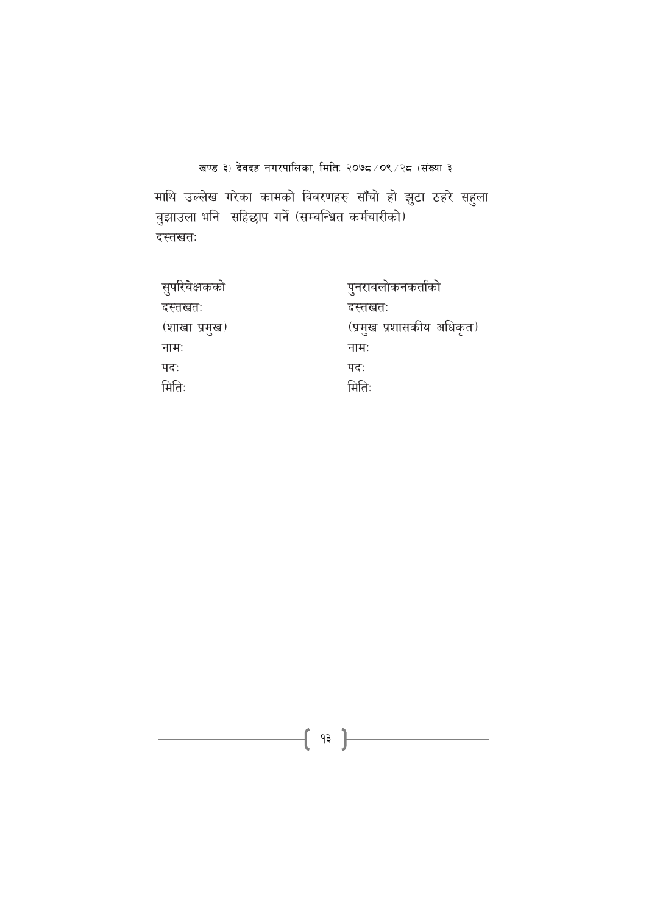माथि उल्लेख गरेका कामको विवरणहरु साँचो हो झुटा ठहरे सहुला वुझाउला भनि सहिछाप गर्ने (सम्वन्धित कर्मचारीको)
दस्तखतः

| सुपरिवेक्षकको | पुनरावलोकनकर्ताको |
|---|---|
| दस्तखतः | दस्तखतः |
| (शाखा प्रमुख) | (प्रमुख प्रशासकीय अधिकृत) |
| नामः | नामः |
| पदः | पदः |
| मितिः | मितिः |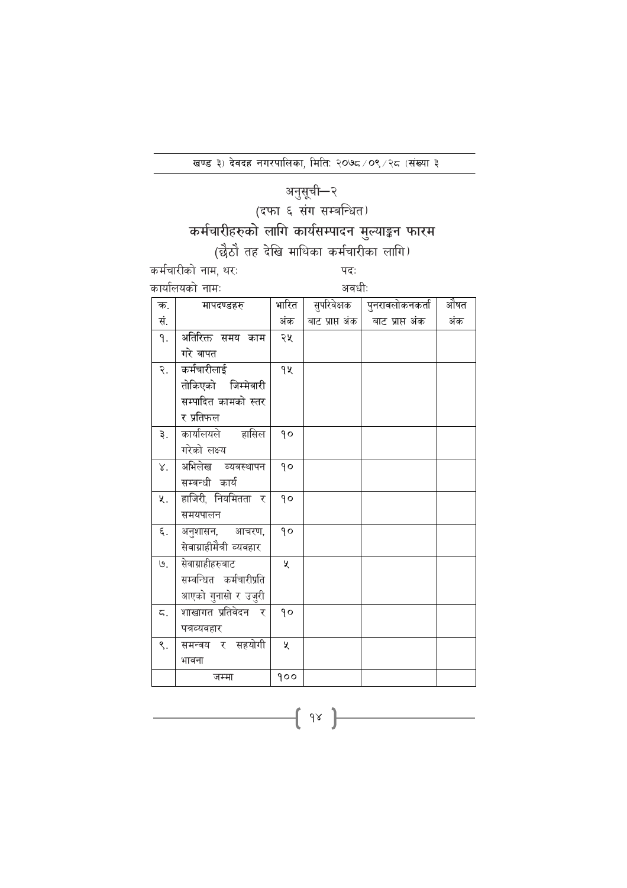# अनुसूची—२

(दफा ६ संग सम्बन्धित)

## कर्मचारीहरुको लागि कार्यसम्पादन मुल्याङ्कन फारम

(छैठौ तह देखि माथिका कर्मचारीका लागि)

कर्मचारीको नाम, थरः पदः

कार्यालयको नामः अवधीः

| क. सं. | मापदण्डहरु | भारित अंक | सुपरिवेक्षक बाट प्राप्त अंक | पुनरावलोकनकर्ता बाट प्राप्त अंक | औषत अंक |
|---|---|---|---|---|---|
| १. | अतिरिक्त समय काम गरे बापत | २५ | | | |
| २. | कर्मचारीलाई तोकिएको जिम्मेवारी सम्पादित कामको स्तर र प्रतिफल | १५ | | | |
| ३. | कार्यालयले हासिल गरेको लक्ष्य | १० | | | |
| ४. | अभिलेख व्यवस्थापन सम्वन्धी कार्य | १० | | | |
| ५. | हाजिरी, नियमितता र समयपालन | १० | | | |
| ६. | अनुशासन, आचरण, सेवाग्राहीमैत्री व्यवहार | १० | | | |
| ७. | सेवाग्राहीहरुबाट सम्वन्धित कर्मचारीप्रति आएको गुनासो र उजुरी | ५ | | | |
| ८. | शाखागत प्रतिवेदन र पत्रव्यवहार | १० | | | |
| ९. | समन्वय र सहयोगी भावना | ५ | | | |
| | जम्मा | १०० | | | |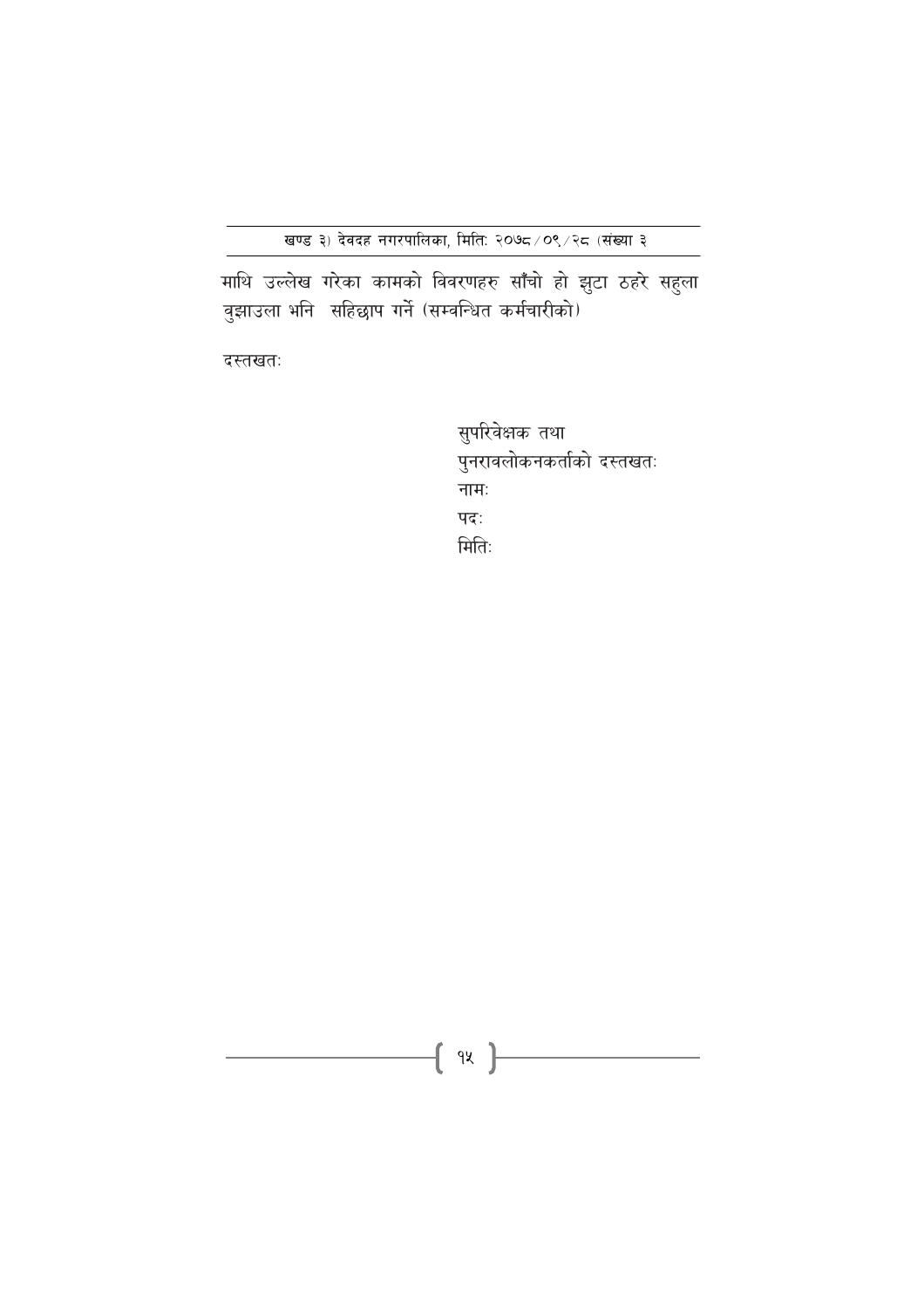माथि उल्लेख गरेका कामको विवरणहरु साँचो हो झुटा ठहरे सहुला वुझाउला भनि  सहिछाप गर्ने (सम्वन्धित कर्मचारीको)

दस्तखतः

सुपरिवेक्षक तथा
पुनरावलोकनकर्ताको दस्तखतः
नामः
पदः
मितिः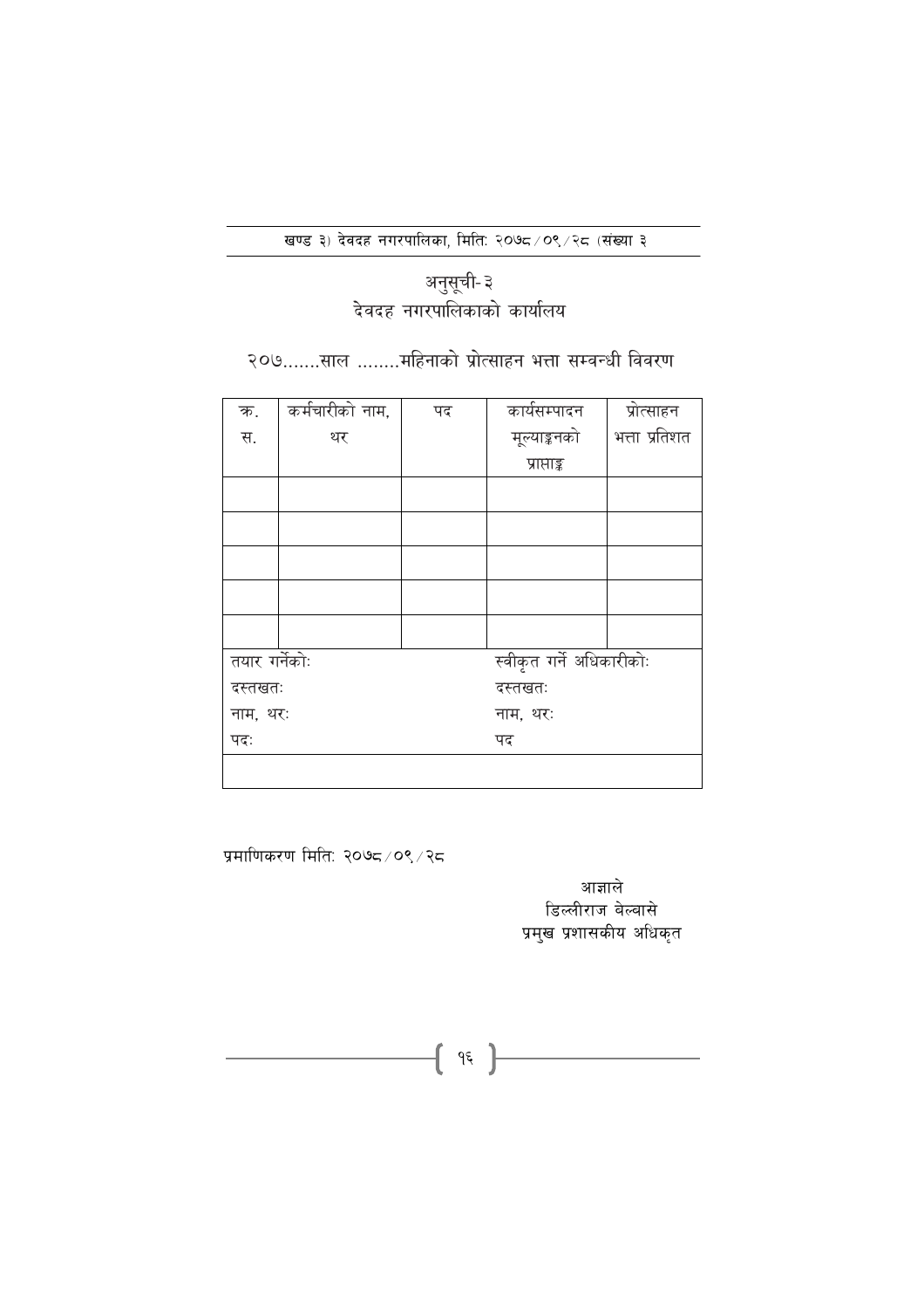## अनुसूची-३
## देवदह नगरपालिकाको कार्यालय

### २०७.......साल ........महिनाको प्रोत्साहन भत्ता सम्वन्धी विवरण

| क्र. स. | कर्मचारीको नाम, थर | पद | कार्यसम्पादन मूल्याङ्कनको प्राप्ताङ्क | प्रोत्साहन भत्ता प्रतिशत |
|---|---|---|---|---|
| | | | | |
| | | | | |
| | | | | |
| | | | | |
| | | | | |
| तयार गर्नेको:<br>दस्तखतः<br>नाम, थरः<br>पदः | | | स्वीकृत गर्ने अधिकारीको:<br>दस्तखतः<br>नाम, थरः<br>पद | |
| | | | | |

प्रमाणिकरण मितिः २०७८/०९/२८

आज्ञाले
डिल्लीराज वेल्बासे
प्रमुख प्रशासकीय अधिकृत